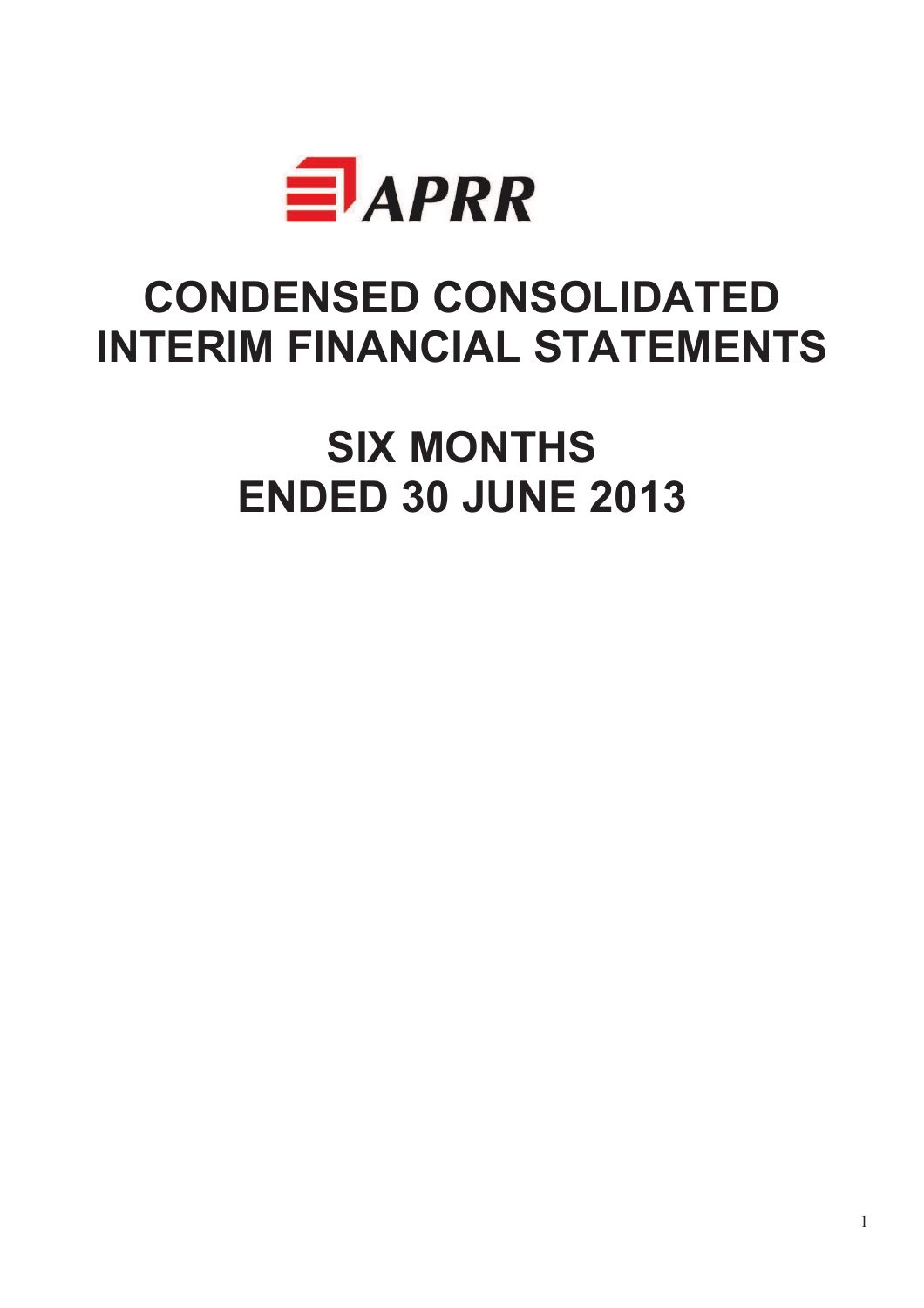APRR

# CONDENSED CONSOLIDATED INTERIM FINANCIAL STATEMENTS

# SIX MONTHS ENDED 30 JUNE 2013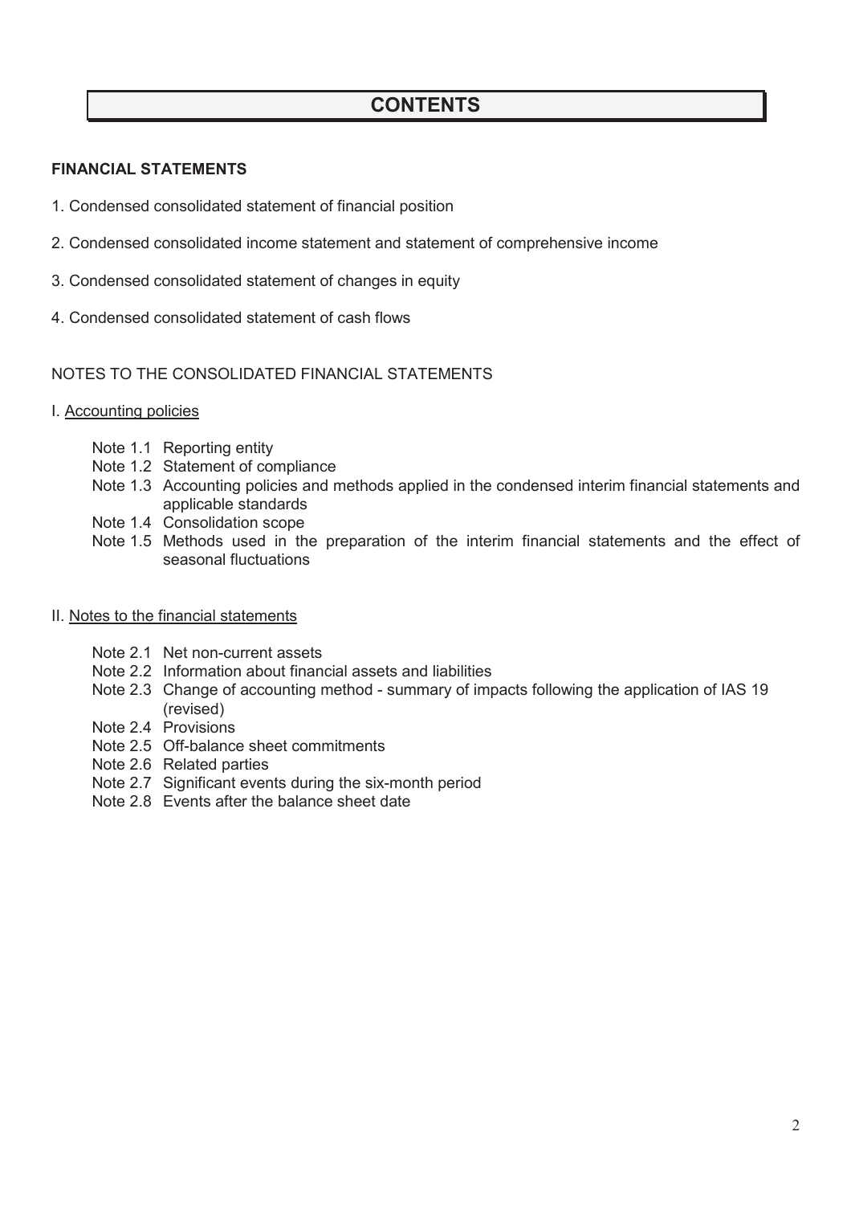# CONTENTS

**FINANCIAL STATEMENTS**

1. Condensed consolidated statement of financial position
2. Condensed consolidated income statement and statement of comprehensive income
3. Condensed consolidated statement of changes in equity
4. Condensed consolidated statement of cash flows

NOTES TO THE CONSOLIDATED FINANCIAL STATEMENTS

I. Accounting policies

- Note 1.1 Reporting entity
- Note 1.2 Statement of compliance
- Note 1.3 Accounting policies and methods applied in the condensed interim financial statements and applicable standards
- Note 1.4 Consolidation scope
- Note 1.5 Methods used in the preparation of the interim financial statements and the effect of seasonal fluctuations

II. Notes to the financial statements

- Note 2.1 Net non-current assets
- Note 2.2 Information about financial assets and liabilities
- Note 2.3 Change of accounting method - summary of impacts following the application of IAS 19 (revised)
- Note 2.4 Provisions
- Note 2.5 Off-balance sheet commitments
- Note 2.6 Related parties
- Note 2.7 Significant events during the six-month period
- Note 2.8 Events after the balance sheet date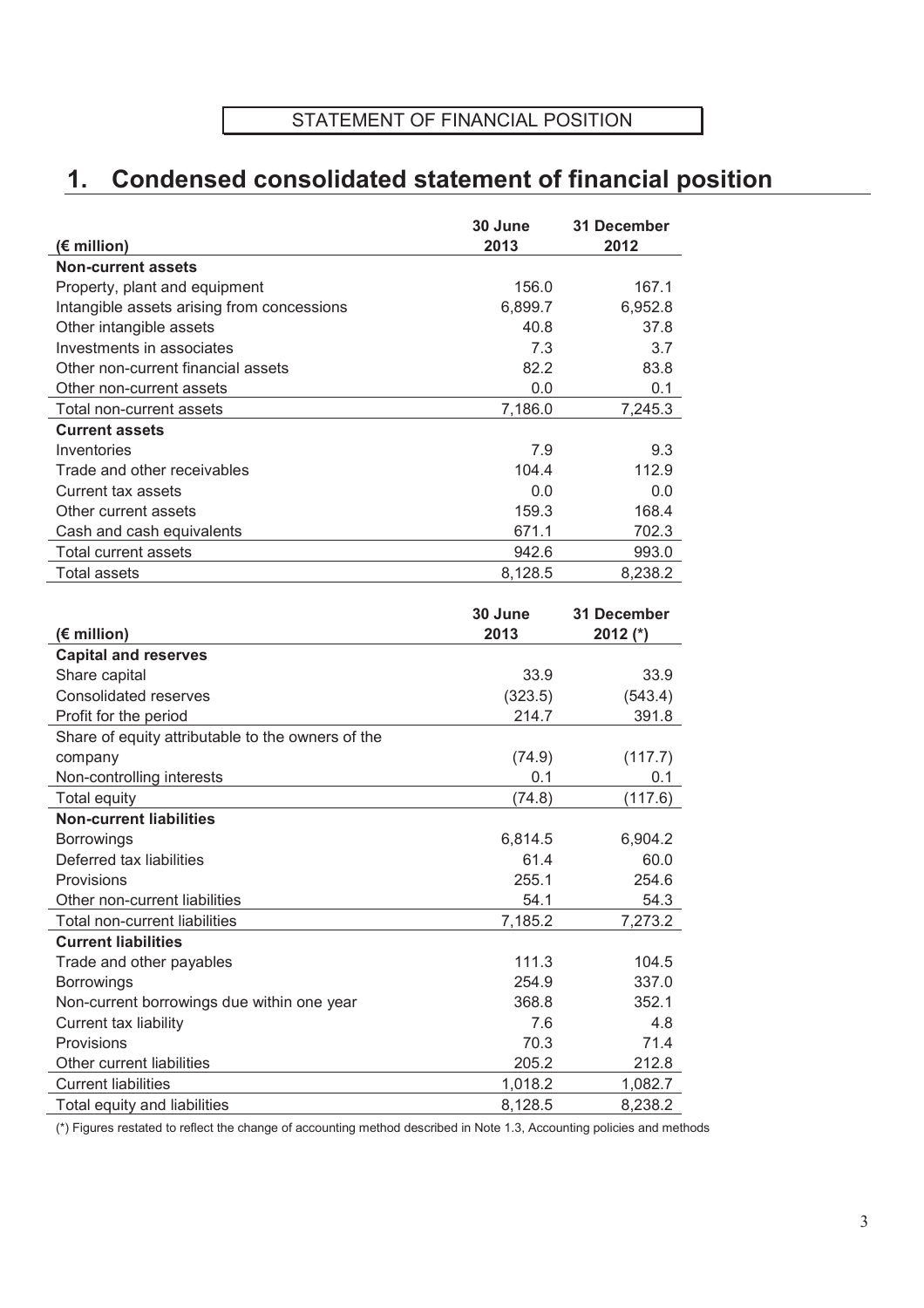STATEMENT OF FINANCIAL POSITION

# 1. Condensed consolidated statement of financial position

| (€ million) | 30 June 2013 | 31 December 2012 |
|---|---|---|
| **Non-current assets** | | |
| Property, plant and equipment | 156.0 | 167.1 |
| Intangible assets arising from concessions | 6,899.7 | 6,952.8 |
| Other intangible assets | 40.8 | 37.8 |
| Investments in associates | 7.3 | 3.7 |
| Other non-current financial assets | 82.2 | 83.8 |
| Other non-current assets | 0.0 | 0.1 |
| Total non-current assets | 7,186.0 | 7,245.3 |
| **Current assets** | | |
| Inventories | 7.9 | 9.3 |
| Trade and other receivables | 104.4 | 112.9 |
| Current tax assets | 0.0 | 0.0 |
| Other current assets | 159.3 | 168.4 |
| Cash and cash equivalents | 671.1 | 702.3 |
| Total current assets | 942.6 | 993.0 |
| Total assets | 8,128.5 | 8,238.2 |

| (€ million) | 30 June 2013 | 31 December 2012 (*) |
|---|---|---|
| **Capital and reserves** | | |
| Share capital | 33.9 | 33.9 |
| Consolidated reserves | (323.5) | (543.4) |
| Profit for the period | 214.7 | 391.8 |
| Share of equity attributable to the owners of the company | (74.9) | (117.7) |
| Non-controlling interests | 0.1 | 0.1 |
| Total equity | (74.8) | (117.6) |
| **Non-current liabilities** | | |
| Borrowings | 6,814.5 | 6,904.2 |
| Deferred tax liabilities | 61.4 | 60.0 |
| Provisions | 255.1 | 254.6 |
| Other non-current liabilities | 54.1 | 54.3 |
| Total non-current liabilities | 7,185.2 | 7,273.2 |
| **Current liabilities** | | |
| Trade and other payables | 111.3 | 104.5 |
| Borrowings | 254.9 | 337.0 |
| Non-current borrowings due within one year | 368.8 | 352.1 |
| Current tax liability | 7.6 | 4.8 |
| Provisions | 70.3 | 71.4 |
| Other current liabilities | 205.2 | 212.8 |
| Current liabilities | 1,018.2 | 1,082.7 |
| Total equity and liabilities | 8,128.5 | 8,238.2 |

(*) Figures restated to reflect the change of accounting method described in Note 1.3, Accounting policies and methods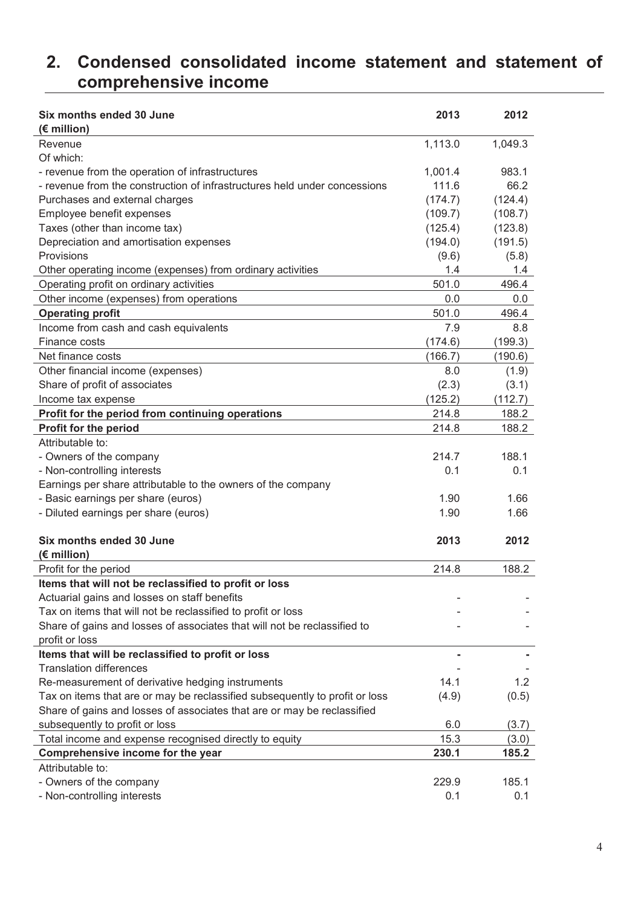## 2. Condensed consolidated income statement and statement of comprehensive income

| Six months ended 30 June (€ million) | 2013 | 2012 |
|---|---|---|
| Revenue | 1,113.0 | 1,049.3 |
| Of which: | | |
| - revenue from the operation of infrastructures | 1,001.4 | 983.1 |
| - revenue from the construction of infrastructures held under concessions | 111.6 | 66.2 |
| Purchases and external charges | (174.7) | (124.4) |
| Employee benefit expenses | (109.7) | (108.7) |
| Taxes (other than income tax) | (125.4) | (123.8) |
| Depreciation and amortisation expenses | (194.0) | (191.5) |
| Provisions | (9.6) | (5.8) |
| Other operating income (expenses) from ordinary activities | 1.4 | 1.4 |
| Operating profit on ordinary activities | 501.0 | 496.4 |
| Other income (expenses) from operations | 0.0 | 0.0 |
| **Operating profit** | 501.0 | 496.4 |
| Income from cash and cash equivalents | 7.9 | 8.8 |
| Finance costs | (174.6) | (199.3) |
| Net finance costs | (166.7) | (190.6) |
| Other financial income (expenses) | 8.0 | (1.9) |
| Share of profit of associates | (2.3) | (3.1) |
| Income tax expense | (125.2) | (112.7) |
| **Profit for the period from continuing operations** | 214.8 | 188.2 |
| **Profit for the period** | 214.8 | 188.2 |
| Attributable to: | | |
| - Owners of the company | 214.7 | 188.1 |
| - Non-controlling interests | 0.1 | 0.1 |
| Earnings per share attributable to the owners of the company | | |
| - Basic earnings per share (euros) | 1.90 | 1.66 |
| - Diluted earnings per share (euros) | 1.90 | 1.66 |

| Six months ended 30 June (€ million) | 2013 | 2012 |
|---|---|---|
| Profit for the period | 214.8 | 188.2 |
| **Items that will not be reclassified to profit or loss** | | |
| Actuarial gains and losses on staff benefits | - | - |
| Tax on items that will not be reclassified to profit or loss | - | - |
| Share of gains and losses of associates that will not be reclassified to profit or loss | - | - |
| **Items that will be reclassified to profit or loss** | **-** | **-** |
| Translation differences | - | - |
| Re-measurement of derivative hedging instruments | 14.1 | 1.2 |
| Tax on items that are or may be reclassified subsequently to profit or loss | (4.9) | (0.5) |
| Share of gains and losses of associates that are or may be reclassified subsequently to profit or loss | 6.0 | (3.7) |
| Total income and expense recognised directly to equity | 15.3 | (3.0) |
| **Comprehensive income for the year** | **230.1** | **185.2** |
| Attributable to: | | |
| - Owners of the company | 229.9 | 185.1 |
| - Non-controlling interests | 0.1 | 0.1 |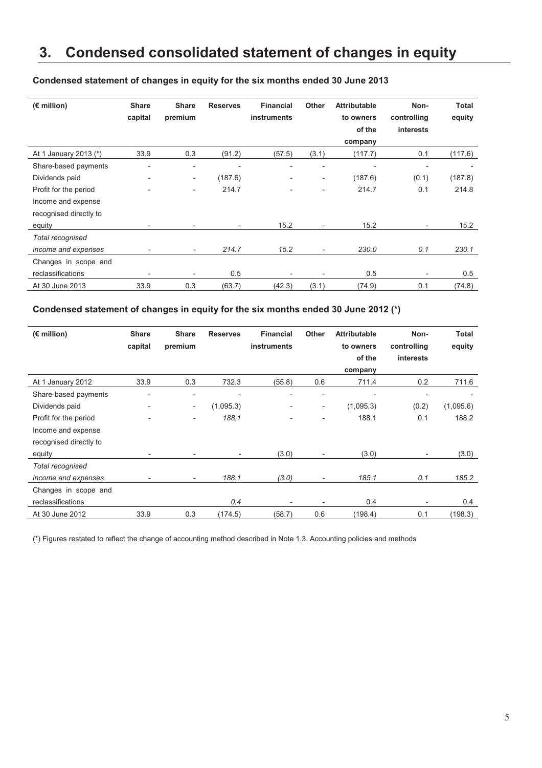# 3. Condensed consolidated statement of changes in equity

### Condensed statement of changes in equity for the six months ended 30 June 2013

| (€ million) | Share capital | Share premium | Reserves | Financial instruments | Other | Attributable to owners of the company | Non-controlling interests | Total equity |
|---|---|---|---|---|---|---|---|---|
| At 1 January 2013 (*) | 33.9 | 0.3 | (91.2) | (57.5) | (3.1) | (117.7) | 0.1 | (117.6) |
| Share-based payments | - | - | - | - | - | - | - | - |
| Dividends paid | - | - | (187.6) | - | - | (187.6) | (0.1) | (187.8) |
| Profit for the period | - | - | 214.7 | - | - | 214.7 | 0.1 | 214.8 |
| Income and expense recognised directly to equity | - | - | - | 15.2 | - | 15.2 | - | 15.2 |
| *Total recognised income and expenses* | - | - | *214.7* | *15.2* | - | *230.0* | *0.1* | *230.1* |
| Changes in scope and reclassifications | - | - | 0.5 | - | - | 0.5 | - | 0.5 |
| At 30 June 2013 | 33.9 | 0.3 | (63.7) | (42.3) | (3.1) | (74.9) | 0.1 | (74.8) |

### Condensed statement of changes in equity for the six months ended 30 June 2012 (*)

| (€ million) | Share capital | Share premium | Reserves | Financial instruments | Other | Attributable to owners of the company | Non-controlling interests | Total equity |
|---|---|---|---|---|---|---|---|---|
| At 1 January 2012 | 33.9 | 0.3 | 732.3 | (55.8) | 0.6 | 711.4 | 0.2 | 711.6 |
| Share-based payments | - | - | - | - | - | - | - | - |
| Dividends paid | - | - | (1,095.3) | - | - | (1,095.3) | (0.2) | (1,095.6) |
| Profit for the period | - | - | *188.1* | - | - | 188.1 | 0.1 | 188.2 |
| Income and expense recognised directly to equity | - | - | - | (3.0) | - | (3.0) | - | (3.0) |
| *Total recognised income and expenses* | - | - | *188.1* | *(3.0)* | - | *185.1* | *0.1* | *185.2* |
| Changes in scope and reclassifications | | | *0.4* | - | - | 0.4 | - | 0.4 |
| At 30 June 2012 | 33.9 | 0.3 | (174.5) | (58.7) | 0.6 | (198.4) | 0.1 | (198.3) |

(*) Figures restated to reflect the change of accounting method described in Note 1.3, Accounting policies and methods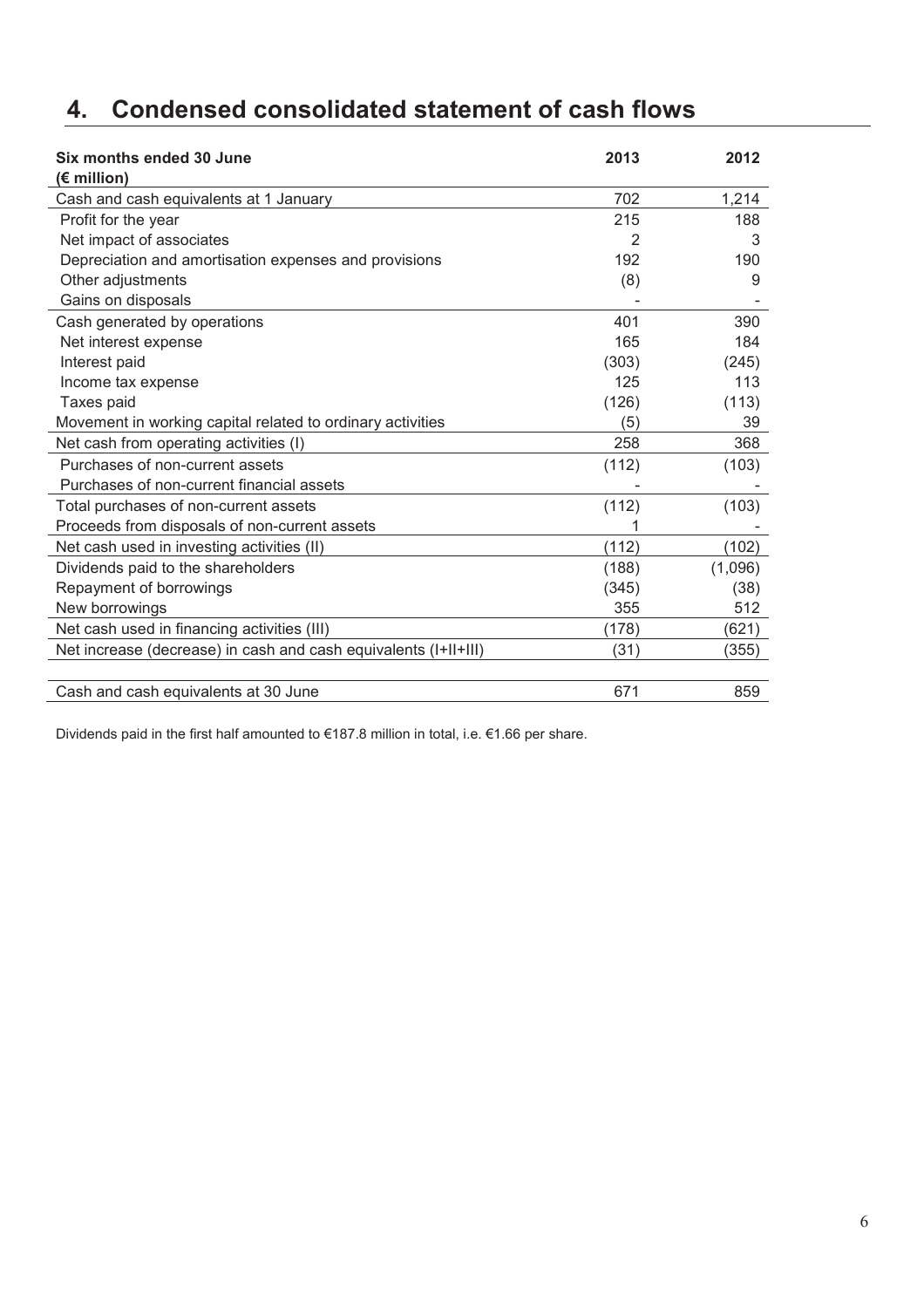# 4. Condensed consolidated statement of cash flows

| Six months ended 30 June<br>(€ million) | 2013 | 2012 |
|---|---|---|
| Cash and cash equivalents at 1 January | 702 | 1,214 |
| Profit for the year | 215 | 188 |
| Net impact of associates | 2 | 3 |
| Depreciation and amortisation expenses and provisions | 192 | 190 |
| Other adjustments | (8) | 9 |
| Gains on disposals | - | - |
| Cash generated by operations | 401 | 390 |
| Net interest expense | 165 | 184 |
| Interest paid | (303) | (245) |
| Income tax expense | 125 | 113 |
| Taxes paid | (126) | (113) |
| Movement in working capital related to ordinary activities | (5) | 39 |
| Net cash from operating activities (I) | 258 | 368 |
| Purchases of non-current assets | (112) | (103) |
| Purchases of non-current financial assets | - | - |
| Total purchases of non-current assets | (112) | (103) |
| Proceeds from disposals of non-current assets | 1 | - |
| Net cash used in investing activities (II) | (112) | (102) |
| Dividends paid to the shareholders | (188) | (1,096) |
| Repayment of borrowings | (345) | (38) |
| New borrowings | 355 | 512 |
| Net cash used in financing activities (III) | (178) | (621) |
| Net increase (decrease) in cash and cash equivalents (I+II+III) | (31) | (355) |
| Cash and cash equivalents at 30 June | 671 | 859 |

Dividends paid in the first half amounted to €187.8 million in total, i.e. €1.66 per share.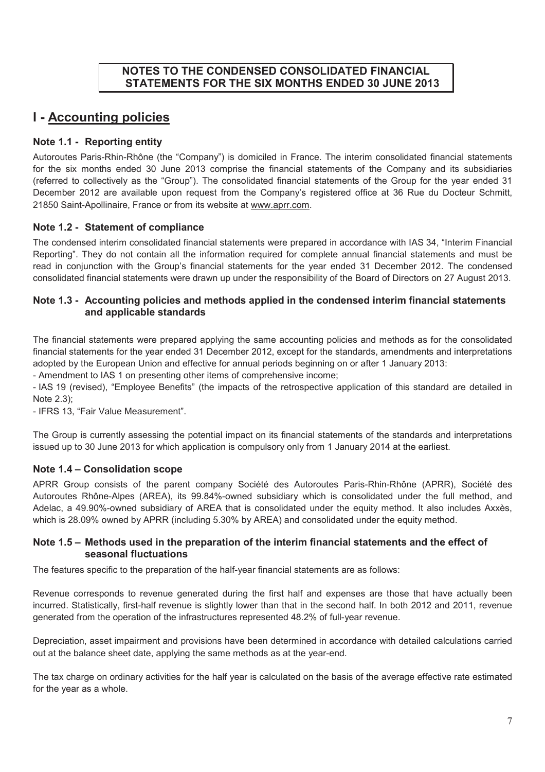# NOTES TO THE CONDENSED CONSOLIDATED FINANCIAL STATEMENTS FOR THE SIX MONTHS ENDED 30 JUNE 2013

## I - Accounting policies

### Note 1.1 - Reporting entity

Autoroutes Paris-Rhin-Rhône (the "Company") is domiciled in France. The interim consolidated financial statements for the six months ended 30 June 2013 comprise the financial statements of the Company and its subsidiaries (referred to collectively as the "Group"). The consolidated financial statements of the Group for the year ended 31 December 2012 are available upon request from the Company's registered office at 36 Rue du Docteur Schmitt, 21850 Saint-Apollinaire, France or from its website at www.aprr.com.

### Note 1.2 - Statement of compliance

The condensed interim consolidated financial statements were prepared in accordance with IAS 34, "Interim Financial Reporting". They do not contain all the information required for complete annual financial statements and must be read in conjunction with the Group's financial statements for the year ended 31 December 2012. The condensed consolidated financial statements were drawn up under the responsibility of the Board of Directors on 27 August 2013.

### Note 1.3 - Accounting policies and methods applied in the condensed interim financial statements and applicable standards

The financial statements were prepared applying the same accounting policies and methods as for the consolidated financial statements for the year ended 31 December 2012, except for the standards, amendments and interpretations adopted by the European Union and effective for annual periods beginning on or after 1 January 2013:

- Amendment to IAS 1 on presenting other items of comprehensive income;
- IAS 19 (revised), "Employee Benefits" (the impacts of the retrospective application of this standard are detailed in Note 2.3);
- IFRS 13, "Fair Value Measurement".

The Group is currently assessing the potential impact on its financial statements of the standards and interpretations issued up to 30 June 2013 for which application is compulsory only from 1 January 2014 at the earliest.

### Note 1.4 – Consolidation scope

APRR Group consists of the parent company Société des Autoroutes Paris-Rhin-Rhône (APRR), Société des Autoroutes Rhône-Alpes (AREA), its 99.84%-owned subsidiary which is consolidated under the full method, and Adelac, a 49.90%-owned subsidiary of AREA that is consolidated under the equity method. It also includes Axxès, which is 28.09% owned by APRR (including 5.30% by AREA) and consolidated under the equity method.

### Note 1.5 – Methods used in the preparation of the interim financial statements and the effect of seasonal fluctuations

The features specific to the preparation of the half-year financial statements are as follows:

Revenue corresponds to revenue generated during the first half and expenses are those that have actually been incurred. Statistically, first-half revenue is slightly lower than that in the second half. In both 2012 and 2011, revenue generated from the operation of the infrastructures represented 48.2% of full-year revenue.

Depreciation, asset impairment and provisions have been determined in accordance with detailed calculations carried out at the balance sheet date, applying the same methods as at the year-end.

The tax charge on ordinary activities for the half year is calculated on the basis of the average effective rate estimated for the year as a whole.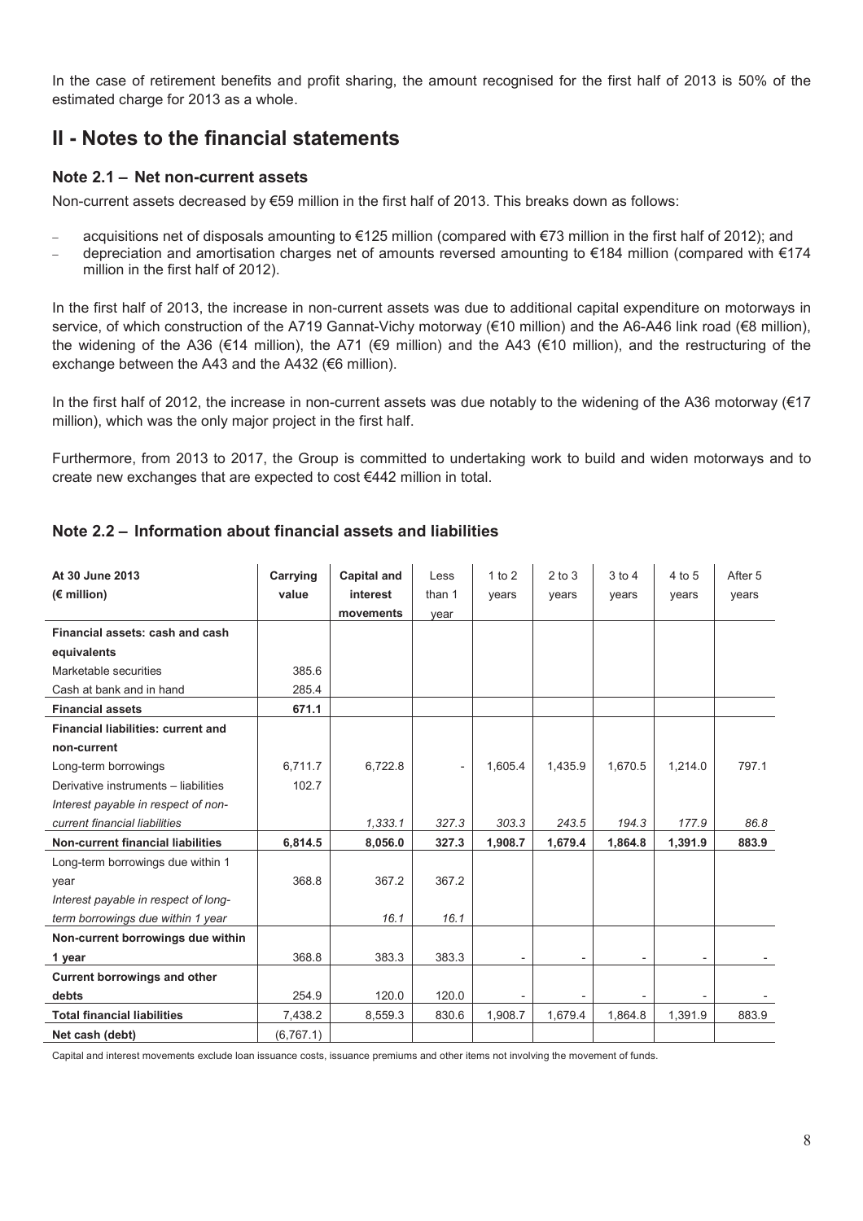In the case of retirement benefits and profit sharing, the amount recognised for the first half of 2013 is 50% of the estimated charge for 2013 as a whole.

## II - Notes to the financial statements

### Note 2.1 – Net non-current assets

Non-current assets decreased by €59 million in the first half of 2013. This breaks down as follows:

- acquisitions net of disposals amounting to €125 million (compared with €73 million in the first half of 2012); and
- depreciation and amortisation charges net of amounts reversed amounting to €184 million (compared with €174 million in the first half of 2012).

In the first half of 2013, the increase in non-current assets was due to additional capital expenditure on motorways in service, of which construction of the A719 Gannat-Vichy motorway (€10 million) and the A6-A46 link road (€8 million), the widening of the A36 (€14 million), the A71 (€9 million) and the A43 (€10 million), and the restructuring of the exchange between the A43 and the A432 (€6 million).

In the first half of 2012, the increase in non-current assets was due notably to the widening of the A36 motorway (€17 million), which was the only major project in the first half.

Furthermore, from 2013 to 2017, the Group is committed to undertaking work to build and widen motorways and to create new exchanges that are expected to cost €442 million in total.

### Note 2.2 – Information about financial assets and liabilities

| At 30 June 2013 (€ million) | Carrying value | Capital and interest movements | Less than 1 year | 1 to 2 years | 2 to 3 years | 3 to 4 years | 4 to 5 years | After 5 years |
|---|---|---|---|---|---|---|---|---|
| **Financial assets: cash and cash equivalents** | | | | | | | | |
| Marketable securities | 385.6 | | | | | | | |
| Cash at bank and in hand | 285.4 | | | | | | | |
| **Financial assets** | **671.1** | | | | | | | |
| **Financial liabilities: current and non-current** | | | | | | | | |
| Long-term borrowings | 6,711.7 | 6,722.8 | - | 1,605.4 | 1,435.9 | 1,670.5 | 1,214.0 | 797.1 |
| Derivative instruments – liabilities | 102.7 | | | | | | | |
| *Interest payable in respect of non-current financial liabilities* | | *1,333.1* | *327.3* | *303.3* | *243.5* | *194.3* | *177.9* | *86.8* |
| **Non-current financial liabilities** | **6,814.5** | **8,056.0** | **327.3** | **1,908.7** | **1,679.4** | **1,864.8** | **1,391.9** | **883.9** |
| Long-term borrowings due within 1 year | 368.8 | 367.2 | 367.2 | | | | | |
| *Interest payable in respect of long-term borrowings due within 1 year* | | *16.1* | *16.1* | | | | | |
| **Non-current borrowings due within 1 year** | **368.8** | **383.3** | **383.3** | **-** | **-** | **-** | **-** | **-** |
| **Current borrowings and other debts** | **254.9** | **120.0** | **120.0** | **-** | **-** | **-** | **-** | **-** |
| **Total financial liabilities** | **7,438.2** | **8,559.3** | **830.6** | **1,908.7** | **1,679.4** | **1,864.8** | **1,391.9** | **883.9** |
| **Net cash (debt)** | **(6,767.1)** | | | | | | | |

Capital and interest movements exclude loan issuance costs, issuance premiums and other items not involving the movement of funds.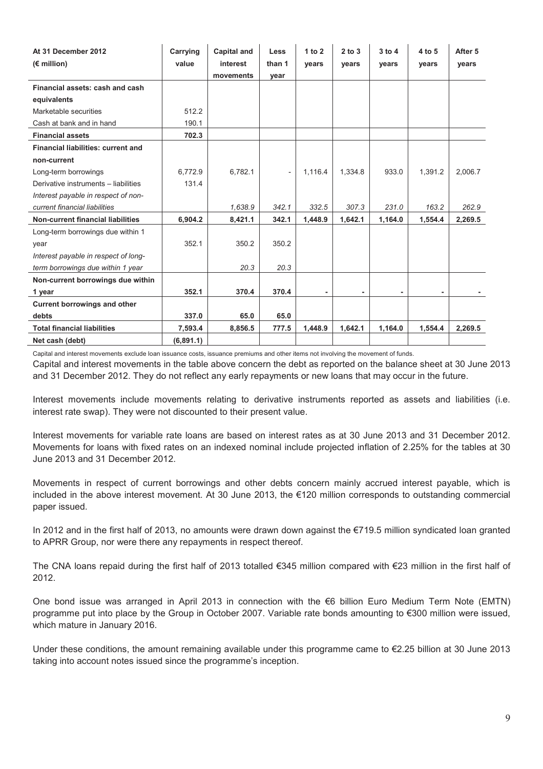| At 31 December 2012 (€ million) | Carrying value | Capital and interest movements | Less than 1 year | 1 to 2 years | 2 to 3 years | 3 to 4 years | 4 to 5 years | After 5 years |
|---|---|---|---|---|---|---|---|---|
| **Financial assets: cash and cash equivalents** | | | | | | | | |
| Marketable securities | 512.2 | | | | | | | |
| Cash at bank and in hand | 190.1 | | | | | | | |
| **Financial assets** | **702.3** | | | | | | | |
| **Financial liabilities: current and non-current** | | | | | | | | |
| Long-term borrowings | 6,772.9 | 6,782.1 | - | 1,116.4 | 1,334.8 | 933.0 | 1,391.2 | 2,006.7 |
| Derivative instruments – liabilities | 131.4 | | | | | | | |
| *Interest payable in respect of non-current financial liabilities* | | *1,638.9* | *342.1* | *332.5* | *307.3* | *231.0* | *163.2* | *262.9* |
| **Non-current financial liabilities** | **6,904.2** | **8,421.1** | **342.1** | **1,448.9** | **1,642.1** | **1,164.0** | **1,554.4** | **2,269.5** |
| Long-term borrowings due within 1 year | 352.1 | 350.2 | 350.2 | | | | | |
| *Interest payable in respect of long-term borrowings due within 1 year* | | *20.3* | *20.3* | | | | | |
| **Non-current borrowings due within 1 year** | **352.1** | **370.4** | **370.4** | **-** | **-** | **-** | **-** | **-** |
| **Current borrowings and other debts** | **337.0** | **65.0** | **65.0** | | | | | |
| **Total financial liabilities** | **7,593.4** | **8,856.5** | **777.5** | **1,448.9** | **1,642.1** | **1,164.0** | **1,554.4** | **2,269.5** |
| **Net cash (debt)** | **(6,891.1)** | | | | | | | |

Capital and interest movements exclude loan issuance costs, issuance premiums and other items not involving the movement of funds.

Capital and interest movements in the table above concern the debt as reported on the balance sheet at 30 June 2013 and 31 December 2012. They do not reflect any early repayments or new loans that may occur in the future.

Interest movements include movements relating to derivative instruments reported as assets and liabilities (i.e. interest rate swap). They were not discounted to their present value.

Interest movements for variable rate loans are based on interest rates as at 30 June 2013 and 31 December 2012. Movements for loans with fixed rates on an indexed nominal include projected inflation of 2.25% for the tables at 30 June 2013 and 31 December 2012.

Movements in respect of current borrowings and other debts concern mainly accrued interest payable, which is included in the above interest movement. At 30 June 2013, the €120 million corresponds to outstanding commercial paper issued.

In 2012 and in the first half of 2013, no amounts were drawn down against the €719.5 million syndicated loan granted to APRR Group, nor were there any repayments in respect thereof.

The CNA loans repaid during the first half of 2013 totalled €345 million compared with €23 million in the first half of 2012.

One bond issue was arranged in April 2013 in connection with the €6 billion Euro Medium Term Note (EMTN) programme put into place by the Group in October 2007. Variable rate bonds amounting to €300 million were issued, which mature in January 2016.

Under these conditions, the amount remaining available under this programme came to €2.25 billion at 30 June 2013 taking into account notes issued since the programme's inception.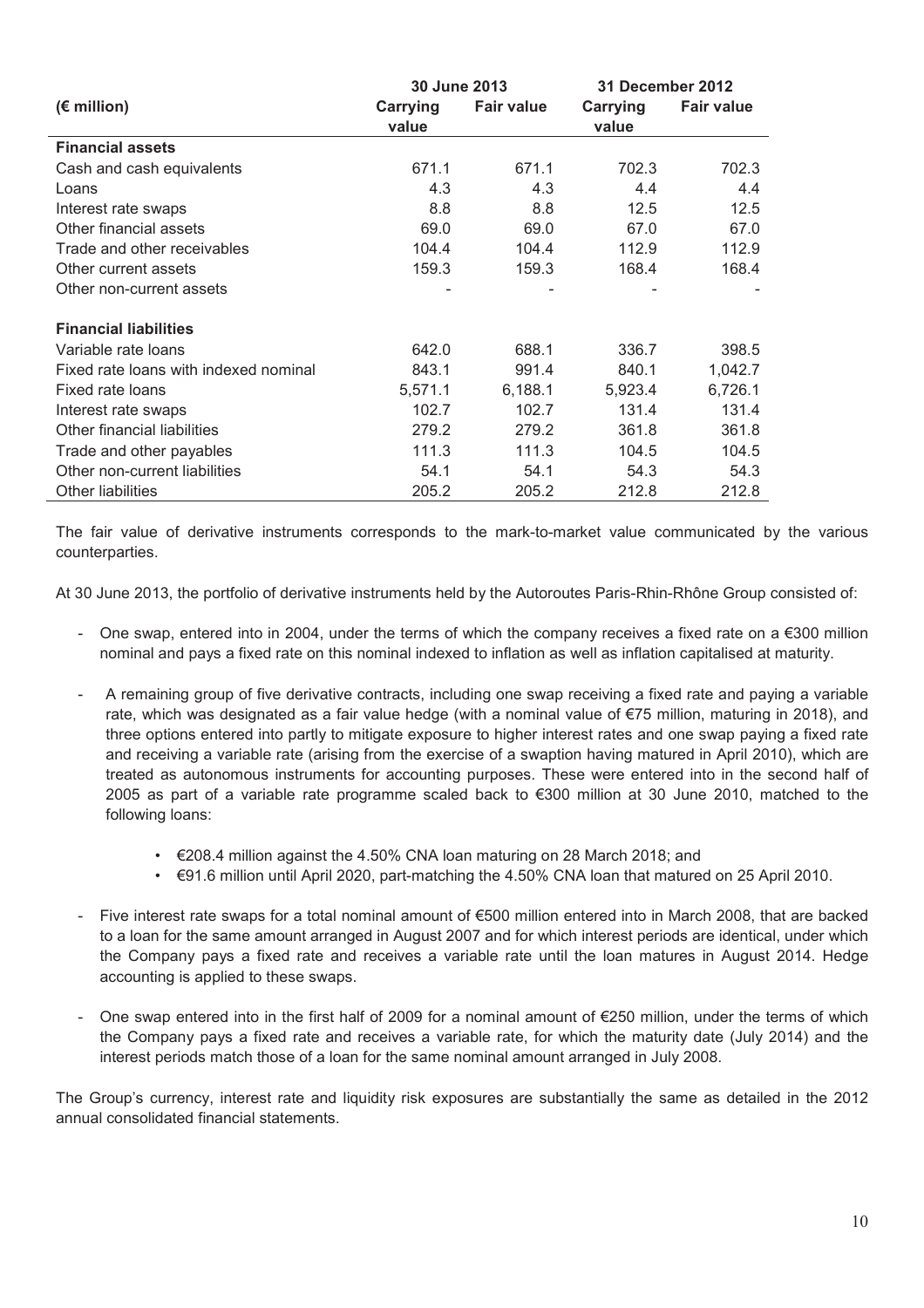| (€ million) | 30 June 2013 | | 31 December 2012 | |
|---|---|---|---|---|
| | Carrying value | Fair value | Carrying value | Fair value |
| **Financial assets** | | | | |
| Cash and cash equivalents | 671.1 | 671.1 | 702.3 | 702.3 |
| Loans | 4.3 | 4.3 | 4.4 | 4.4 |
| Interest rate swaps | 8.8 | 8.8 | 12.5 | 12.5 |
| Other financial assets | 69.0 | 69.0 | 67.0 | 67.0 |
| Trade and other receivables | 104.4 | 104.4 | 112.9 | 112.9 |
| Other current assets | 159.3 | 159.3 | 168.4 | 168.4 |
| Other non-current assets | - | - | - | - |
| **Financial liabilities** | | | | |
| Variable rate loans | 642.0 | 688.1 | 336.7 | 398.5 |
| Fixed rate loans with indexed nominal | 843.1 | 991.4 | 840.1 | 1,042.7 |
| Fixed rate loans | 5,571.1 | 6,188.1 | 5,923.4 | 6,726.1 |
| Interest rate swaps | 102.7 | 102.7 | 131.4 | 131.4 |
| Other financial liabilities | 279.2 | 279.2 | 361.8 | 361.8 |
| Trade and other payables | 111.3 | 111.3 | 104.5 | 104.5 |
| Other non-current liabilities | 54.1 | 54.1 | 54.3 | 54.3 |
| Other liabilities | 205.2 | 205.2 | 212.8 | 212.8 |

The fair value of derivative instruments corresponds to the mark-to-market value communicated by the various counterparties.

At 30 June 2013, the portfolio of derivative instruments held by the Autoroutes Paris-Rhin-Rhône Group consisted of:

- One swap, entered into in 2004, under the terms of which the company receives a fixed rate on a €300 million nominal and pays a fixed rate on this nominal indexed to inflation as well as inflation capitalised at maturity.
- A remaining group of five derivative contracts, including one swap receiving a fixed rate and paying a variable rate, which was designated as a fair value hedge (with a nominal value of €75 million, maturing in 2018), and three options entered into partly to mitigate exposure to higher interest rates and one swap paying a fixed rate and receiving a variable rate (arising from the exercise of a swaption having matured in April 2010), which are treated as autonomous instruments for accounting purposes. These were entered into in the second half of 2005 as part of a variable rate programme scaled back to €300 million at 30 June 2010, matched to the following loans:
    - €208.4 million against the 4.50% CNA loan maturing on 28 March 2018; and
    - €91.6 million until April 2020, part-matching the 4.50% CNA loan that matured on 25 April 2010.
- Five interest rate swaps for a total nominal amount of €500 million entered into in March 2008, that are backed to a loan for the same amount arranged in August 2007 and for which interest periods are identical, under which the Company pays a fixed rate and receives a variable rate until the loan matures in August 2014. Hedge accounting is applied to these swaps.
- One swap entered into in the first half of 2009 for a nominal amount of €250 million, under the terms of which the Company pays a fixed rate and receives a variable rate, for which the maturity date (July 2014) and the interest periods match those of a loan for the same nominal amount arranged in July 2008.

The Group's currency, interest rate and liquidity risk exposures are substantially the same as detailed in the 2012 annual consolidated financial statements.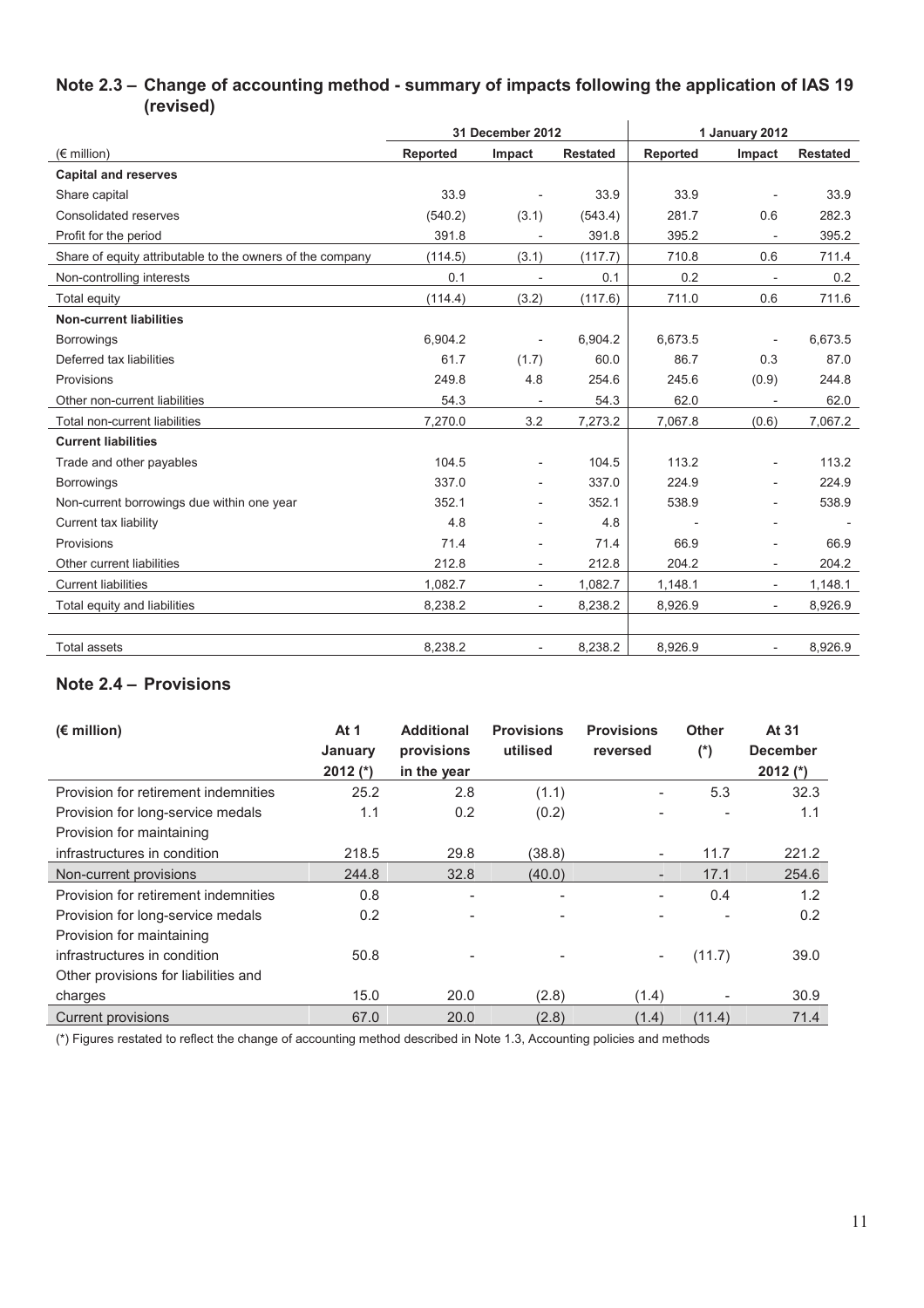## Note 2.3 – Change of accounting method - summary of impacts following the application of IAS 19 (revised)

| (€ million) | 31 December 2012 | | | 1 January 2012 | | |
|---|---|---|---|---|---|---|
| | Reported | Impact | Restated | Reported | Impact | Restated |
| **Capital and reserves** | | | | | | |
| Share capital | 33.9 | - | 33.9 | 33.9 | - | 33.9 |
| Consolidated reserves | (540.2) | (3.1) | (543.4) | 281.7 | 0.6 | 282.3 |
| Profit for the period | 391.8 | - | 391.8 | 395.2 | - | 395.2 |
| Share of equity attributable to the owners of the company | (114.5) | (3.1) | (117.7) | 710.8 | 0.6 | 711.4 |
| Non-controlling interests | 0.1 | - | 0.1 | 0.2 | - | 0.2 |
| Total equity | (114.4) | (3.2) | (117.6) | 711.0 | 0.6 | 711.6 |
| **Non-current liabilities** | | | | | | |
| Borrowings | 6,904.2 | - | 6,904.2 | 6,673.5 | - | 6,673.5 |
| Deferred tax liabilities | 61.7 | (1.7) | 60.0 | 86.7 | 0.3 | 87.0 |
| Provisions | 249.8 | 4.8 | 254.6 | 245.6 | (0.9) | 244.8 |
| Other non-current liabilities | 54.3 | - | 54.3 | 62.0 | - | 62.0 |
| Total non-current liabilities | 7,270.0 | 3.2 | 7,273.2 | 7,067.8 | (0.6) | 7,067.2 |
| **Current liabilities** | | | | | | |
| Trade and other payables | 104.5 | - | 104.5 | 113.2 | - | 113.2 |
| Borrowings | 337.0 | - | 337.0 | 224.9 | - | 224.9 |
| Non-current borrowings due within one year | 352.1 | - | 352.1 | 538.9 | - | 538.9 |
| Current tax liability | 4.8 | - | 4.8 | - | - | - |
| Provisions | 71.4 | - | 71.4 | 66.9 | - | 66.9 |
| Other current liabilities | 212.8 | - | 212.8 | 204.2 | - | 204.2 |
| Current liabilities | 1,082.7 | - | 1,082.7 | 1,148.1 | - | 1,148.1 |
| Total equity and liabilities | 8,238.2 | - | 8,238.2 | 8,926.9 | - | 8,926.9 |
| | | | | | | |
| Total assets | 8,238.2 | - | 8,238.2 | 8,926.9 | - | 8,926.9 |

## Note 2.4 – Provisions

| (€ million) | At 1 January 2012 (*) | Additional provisions in the year | Provisions utilised | Provisions reversed | Other (*) | At 31 December 2012 (*) |
|---|---|---|---|---|---|---|
| Provision for retirement indemnities | 25.2 | 2.8 | (1.1) | - | 5.3 | 32.3 |
| Provision for long-service medals | 1.1 | 0.2 | (0.2) | - | - | 1.1 |
| Provision for maintaining infrastructures in condition | 218.5 | 29.8 | (38.8) | - | 11.7 | 221.2 |
| Non-current provisions | 244.8 | 32.8 | (40.0) | - | 17.1 | 254.6 |
| Provision for retirement indemnities | 0.8 | - | - | - | 0.4 | 1.2 |
| Provision for long-service medals | 0.2 | - | - | - | - | 0.2 |
| Provision for maintaining infrastructures in condition | 50.8 | - | - | - | (11.7) | 39.0 |
| Other provisions for liabilities and charges | 15.0 | 20.0 | (2.8) | (1.4) | - | 30.9 |
| Current provisions | 67.0 | 20.0 | (2.8) | (1.4) | (11.4) | 71.4 |

(*) Figures restated to reflect the change of accounting method described in Note 1.3, Accounting policies and methods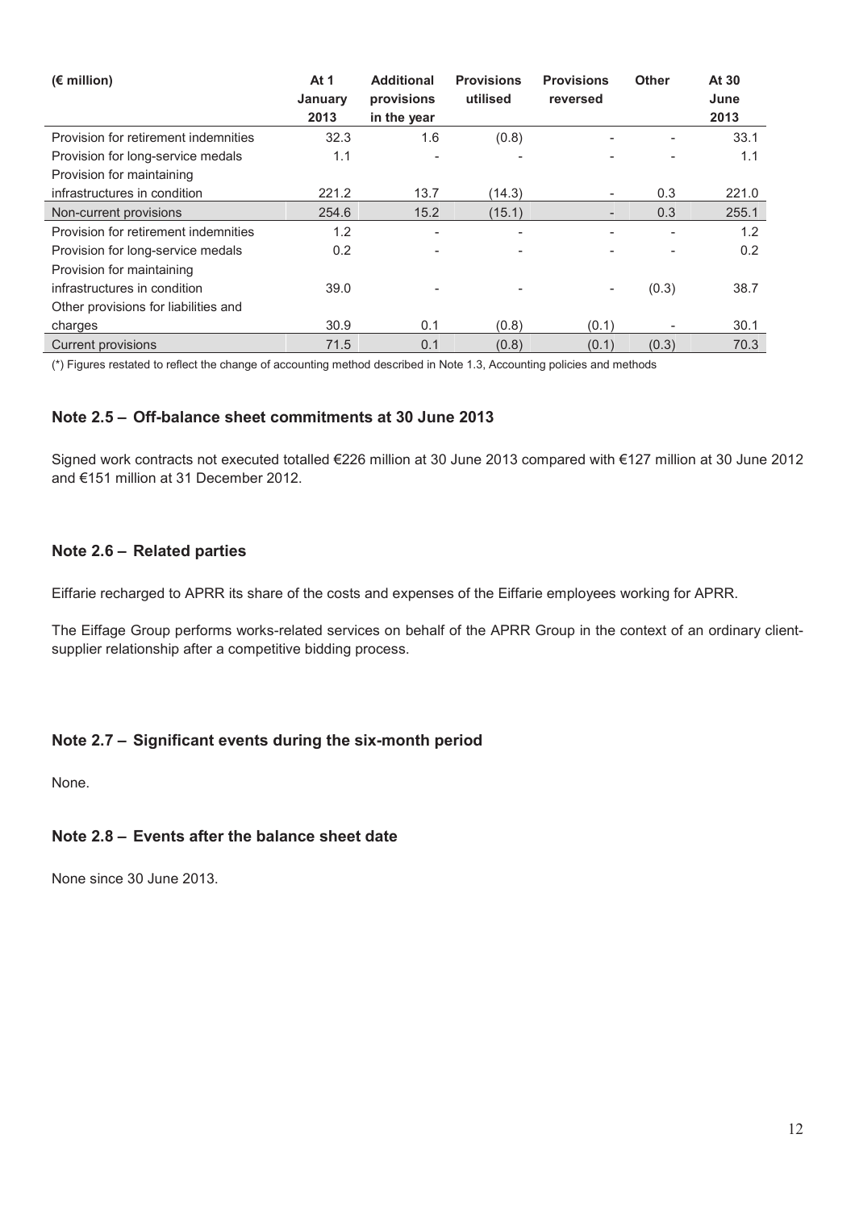| (€ million) | At 1 January 2013 | Additional provisions in the year | Provisions utilised | Provisions reversed | Other | At 30 June 2013 |
|---|---|---|---|---|---|---|
| Provision for retirement indemnities | 32.3 | 1.6 | (0.8) | - | - | 33.1 |
| Provision for long-service medals | 1.1 | - | - | - | - | 1.1 |
| Provision for maintaining infrastructures in condition | 221.2 | 13.7 | (14.3) | - | 0.3 | 221.0 |
| Non-current provisions | 254.6 | 15.2 | (15.1) | - | 0.3 | 255.1 |
| Provision for retirement indemnities | 1.2 | - | - | - | - | 1.2 |
| Provision for long-service medals | 0.2 | - | - | - | - | 0.2 |
| Provision for maintaining infrastructures in condition | 39.0 | - | - | - | (0.3) | 38.7 |
| Other provisions for liabilities and charges | 30.9 | 0.1 | (0.8) | (0.1) | - | 30.1 |
| Current provisions | 71.5 | 0.1 | (0.8) | (0.1) | (0.3) | 70.3 |

(*) Figures restated to reflect the change of accounting method described in Note 1.3, Accounting policies and methods

### Note 2.5 – Off-balance sheet commitments at 30 June 2013

Signed work contracts not executed totalled €226 million at 30 June 2013 compared with €127 million at 30 June 2012 and €151 million at 31 December 2012.

### Note 2.6 – Related parties

Eiffarie recharged to APRR its share of the costs and expenses of the Eiffarie employees working for APRR.

The Eiffage Group performs works-related services on behalf of the APRR Group in the context of an ordinary client-supplier relationship after a competitive bidding process.

### Note 2.7 – Significant events during the six-month period

None.

### Note 2.8 – Events after the balance sheet date

None since 30 June 2013.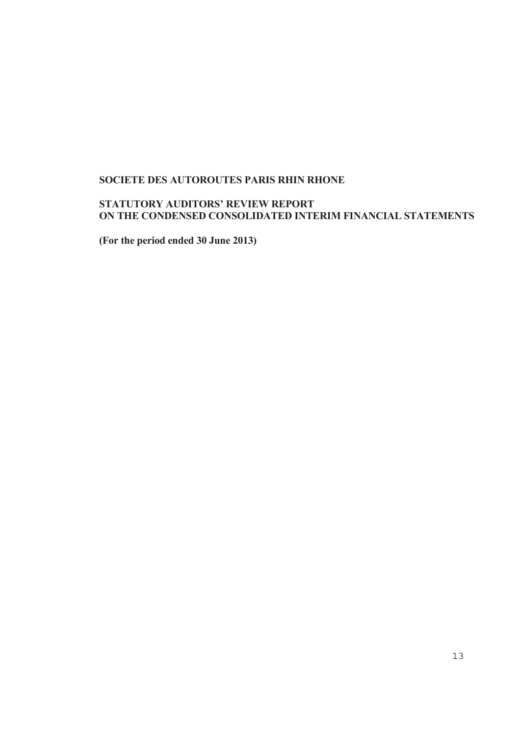**SOCIETE DES AUTOROUTES PARIS RHIN RHONE**

**STATUTORY AUDITORS' REVIEW REPORT**
**ON THE CONDENSED CONSOLIDATED INTERIM FINANCIAL STATEMENTS**

**(For the period ended 30 June 2013)**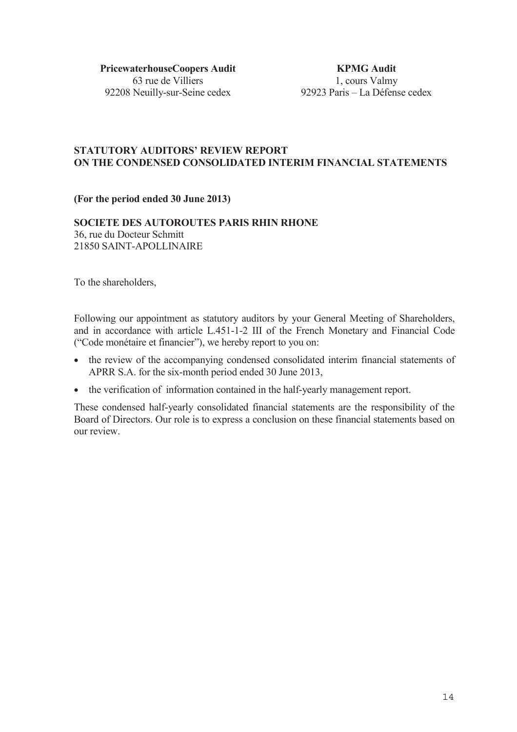**PricewaterhouseCoopers Audit**
63 rue de Villiers
92208 Neuilly-sur-Seine cedex

**KPMG Audit**
1, cours Valmy
92923 Paris – La Défense cedex

## STATUTORY AUDITORS' REVIEW REPORT ON THE CONDENSED CONSOLIDATED INTERIM FINANCIAL STATEMENTS

**(For the period ended 30 June 2013)**

**SOCIETE DES AUTOROUTES PARIS RHIN RHONE**
36, rue du Docteur Schmitt
21850 SAINT-APOLLINAIRE

To the shareholders,

Following our appointment as statutory auditors by your General Meeting of Shareholders, and in accordance with article L.451-1-2 III of the French Monetary and Financial Code ("Code monétaire et financier"), we hereby report to you on:

- the review of the accompanying condensed consolidated interim financial statements of APRR S.A. for the six-month period ended 30 June 2013,
- the verification of information contained in the half-yearly management report.

These condensed half-yearly consolidated financial statements are the responsibility of the Board of Directors. Our role is to express a conclusion on these financial statements based on our review.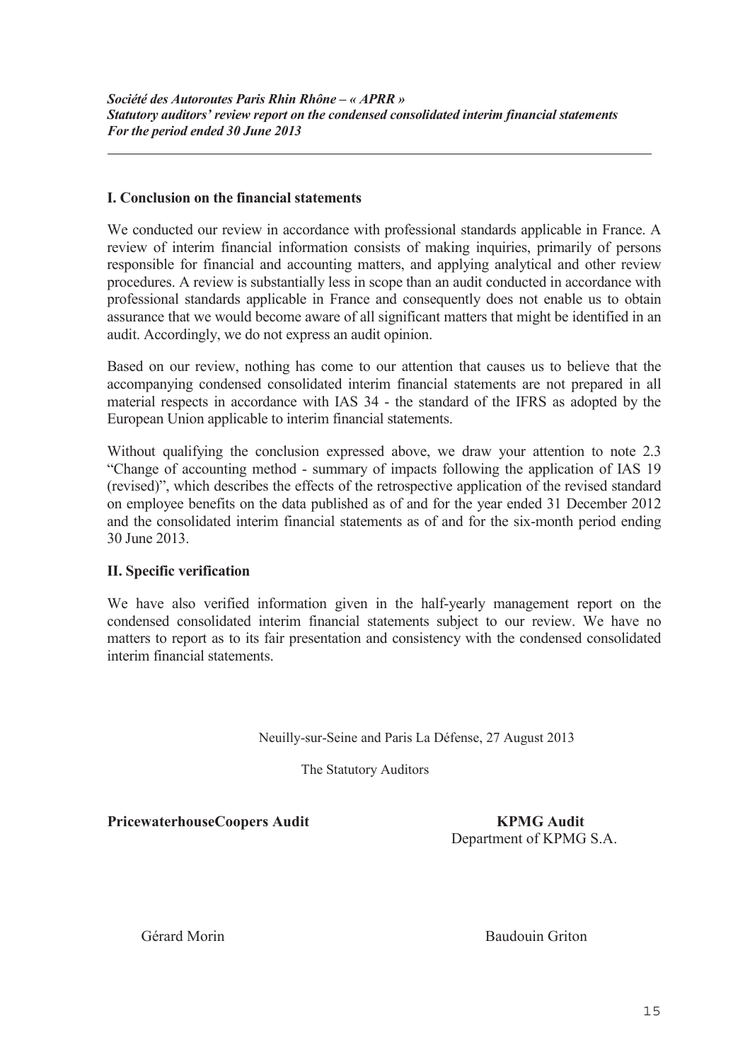## I. Conclusion on the financial statements

We conducted our review in accordance with professional standards applicable in France. A review of interim financial information consists of making inquiries, primarily of persons responsible for financial and accounting matters, and applying analytical and other review procedures. A review is substantially less in scope than an audit conducted in accordance with professional standards applicable in France and consequently does not enable us to obtain assurance that we would become aware of all significant matters that might be identified in an audit. Accordingly, we do not express an audit opinion.

Based on our review, nothing has come to our attention that causes us to believe that the accompanying condensed consolidated interim financial statements are not prepared in all material respects in accordance with IAS 34 - the standard of the IFRS as adopted by the European Union applicable to interim financial statements.

Without qualifying the conclusion expressed above, we draw your attention to note 2.3 "Change of accounting method - summary of impacts following the application of IAS 19 (revised)", which describes the effects of the retrospective application of the revised standard on employee benefits on the data published as of and for the year ended 31 December 2012 and the consolidated interim financial statements as of and for the six-month period ending 30 June 2013.

## II. Specific verification

We have also verified information given in the half-yearly management report on the condensed consolidated interim financial statements subject to our review. We have no matters to report as to its fair presentation and consistency with the condensed consolidated interim financial statements.

Neuilly-sur-Seine and Paris La Défense, 27 August 2013

The Statutory Auditors

**PricewaterhouseCoopers Audit**

Gérard Morin

**KPMG Audit**
Department of KPMG S.A.

Baudouin Griton